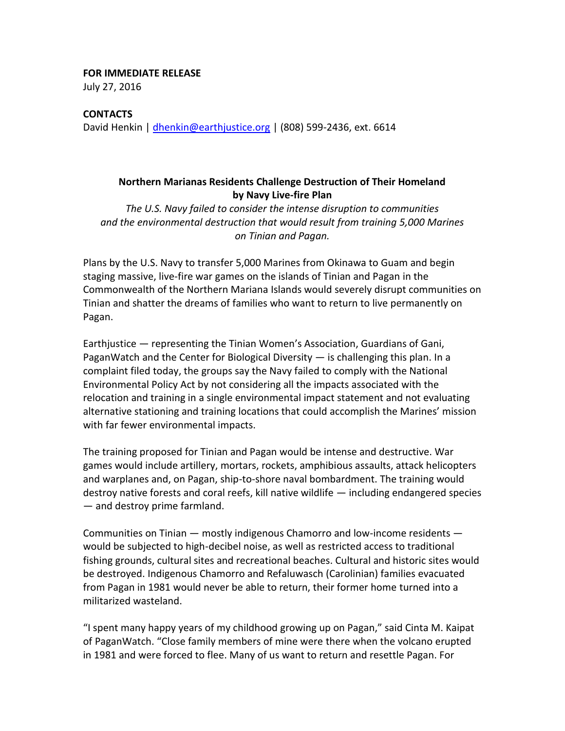**FOR IMMEDIATE RELEASE**
July 27, 2016

**CONTACTS**
David Henkin | dhenkin@earthjustice.org | (808) 599-2436, ext. 6614

## Northern Marianas Residents Challenge Destruction of Their Homeland by Navy Live-fire Plan

*The U.S. Navy failed to consider the intense disruption to communities and the environmental destruction that would result from training 5,000 Marines on Tinian and Pagan.*

Plans by the U.S. Navy to transfer 5,000 Marines from Okinawa to Guam and begin staging massive, live-fire war games on the islands of Tinian and Pagan in the Commonwealth of the Northern Mariana Islands would severely disrupt communities on Tinian and shatter the dreams of families who want to return to live permanently on Pagan.

Earthjustice — representing the Tinian Women's Association, Guardians of Gani, PaganWatch and the Center for Biological Diversity — is challenging this plan. In a complaint filed today, the groups say the Navy failed to comply with the National Environmental Policy Act by not considering all the impacts associated with the relocation and training in a single environmental impact statement and not evaluating alternative stationing and training locations that could accomplish the Marines' mission with far fewer environmental impacts.

The training proposed for Tinian and Pagan would be intense and destructive. War games would include artillery, mortars, rockets, amphibious assaults, attack helicopters and warplanes and, on Pagan, ship-to-shore naval bombardment. The training would destroy native forests and coral reefs, kill native wildlife — including endangered species — and destroy prime farmland.

Communities on Tinian — mostly indigenous Chamorro and low-income residents — would be subjected to high-decibel noise, as well as restricted access to traditional fishing grounds, cultural sites and recreational beaches. Cultural and historic sites would be destroyed. Indigenous Chamorro and Refaluwasch (Carolinian) families evacuated from Pagan in 1981 would never be able to return, their former home turned into a militarized wasteland.

"I spent many happy years of my childhood growing up on Pagan," said Cinta M. Kaipat of PaganWatch. "Close family members of mine were there when the volcano erupted in 1981 and were forced to flee. Many of us want to return and resettle Pagan. For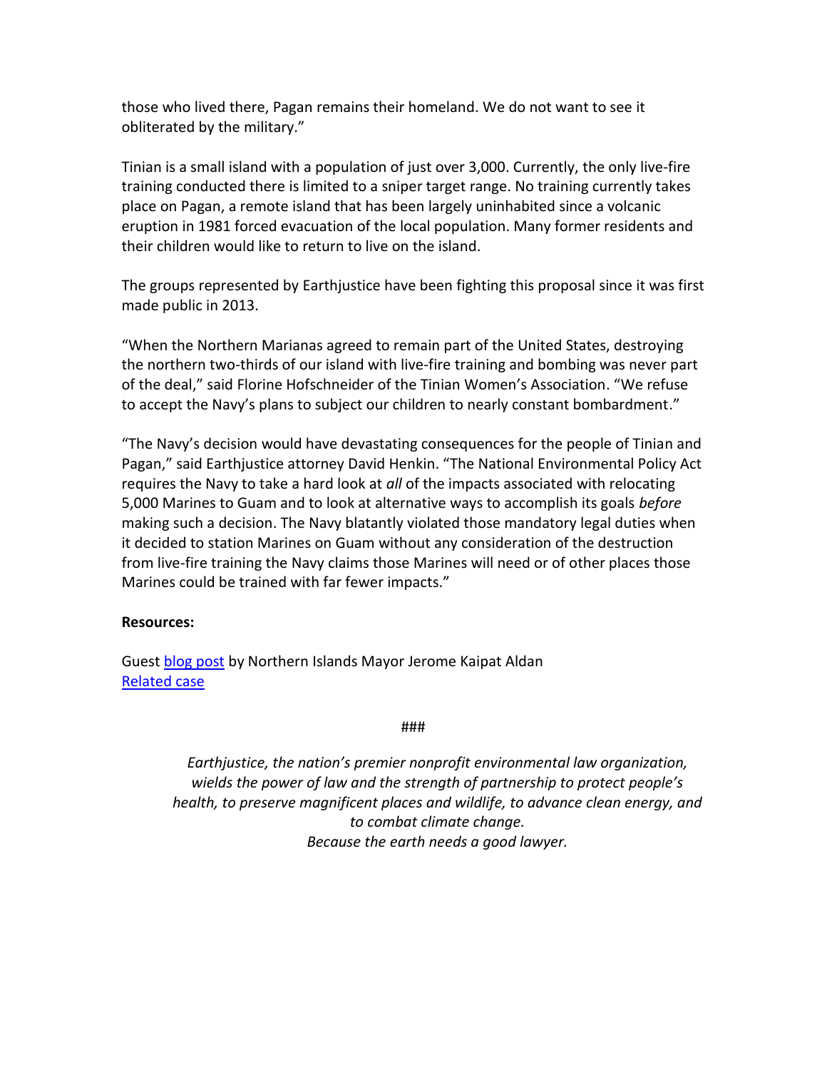those who lived there, Pagan remains their homeland. We do not want to see it obliterated by the military."

Tinian is a small island with a population of just over 3,000. Currently, the only live-fire training conducted there is limited to a sniper target range. No training currently takes place on Pagan, a remote island that has been largely uninhabited since a volcanic eruption in 1981 forced evacuation of the local population. Many former residents and their children would like to return to live on the island.

The groups represented by Earthjustice have been fighting this proposal since it was first made public in 2013.

"When the Northern Marianas agreed to remain part of the United States, destroying the northern two-thirds of our island with live-fire training and bombing was never part of the deal," said Florine Hofschneider of the Tinian Women's Association. "We refuse to accept the Navy's plans to subject our children to nearly constant bombardment."

"The Navy's decision would have devastating consequences for the people of Tinian and Pagan," said Earthjustice attorney David Henkin. "The National Environmental Policy Act requires the Navy to take a hard look at *all* of the impacts associated with relocating 5,000 Marines to Guam and to look at alternative ways to accomplish its goals *before* making such a decision. The Navy blatantly violated those mandatory legal duties when it decided to station Marines on Guam without any consideration of the destruction from live-fire training the Navy claims those Marines will need or of other places those Marines could be trained with far fewer impacts."

**Resources:**

Guest blog post by Northern Islands Mayor Jerome Kaipat Aldan
Related case

###

*Earthjustice, the nation's premier nonprofit environmental law organization, wields the power of law and the strength of partnership to protect people's health, to preserve magnificent places and wildlife, to advance clean energy, and to combat climate change.*
*Because the earth needs a good lawyer.*